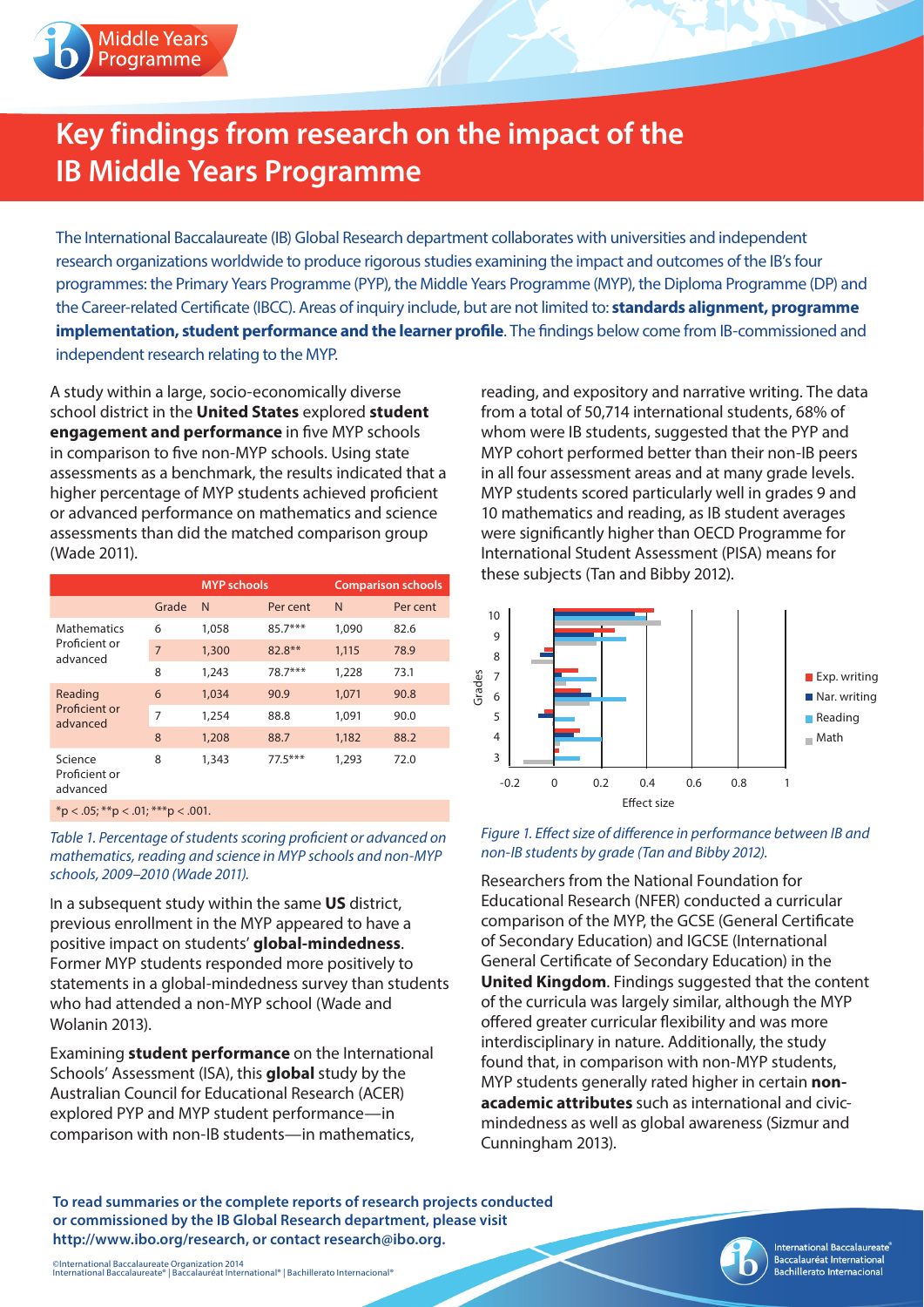Middle Years Programme

# Key findings from research on the impact of the IB Middle Years Programme

The International Baccalaureate (IB) Global Research department collaborates with universities and independent research organizations worldwide to produce rigorous studies examining the impact and outcomes of the IB's four programmes: the Primary Years Programme (PYP), the Middle Years Programme (MYP), the Diploma Programme (DP) and the Career-related Certificate (IBCC). Areas of inquiry include, but are not limited to: **standards alignment, programme implementation, student performance and the learner profile**. The findings below come from IB-commissioned and independent research relating to the MYP.

A study within a large, socio-economically diverse school district in the **United States** explored **student engagement and performance** in five MYP schools in comparison to five non-MYP schools. Using state assessments as a benchmark, the results indicated that a higher percentage of MYP students achieved proficient or advanced performance on mathematics and science assessments than did the matched comparison group (Wade 2011).

| | | MYP schools | | Comparison schools | |
|---|---|---|---|---|---|
| | Grade | N | Per cent | N | Per cent |
| Mathematics Proficient or advanced | 6 | 1,058 | 85.7*** | 1,090 | 82.6 |
| | 7 | 1,300 | 82.8** | 1,115 | 78.9 |
| | 8 | 1,243 | 78.7*** | 1,228 | 73.1 |
| Reading Proficient or advanced | 6 | 1,034 | 90.9 | 1,071 | 90.8 |
| | 7 | 1,254 | 88.8 | 1,091 | 90.0 |
| | 8 | 1,208 | 88.7 | 1,182 | 88.2 |
| Science Proficient or advanced | 8 | 1,343 | 77.5*** | 1,293 | 72.0 |

*p < .05; **p < .01; ***p < .001.

*Table 1. Percentage of students scoring proficient or advanced on mathematics, reading and science in MYP schools and non-MYP schools, 2009–2010 (Wade 2011).*

In a subsequent study within the same **US** district, previous enrollment in the MYP appeared to have a positive impact on students' **global-mindedness**. Former MYP students responded more positively to statements in a global-mindedness survey than students who had attended a non-MYP school (Wade and Wolanin 2013).

Examining **student performance** on the International Schools' Assessment (ISA), this **global** study by the Australian Council for Educational Research (ACER) explored PYP and MYP student performance—in comparison with non-IB students—in mathematics, reading, and expository and narrative writing. The data from a total of 50,714 international students, 68% of whom were IB students, suggested that the PYP and MYP cohort performed better than their non-IB peers in all four assessment areas and at many grade levels. MYP students scored particularly well in grades 9 and 10 mathematics and reading, as IB student averages were significantly higher than OECD Programme for International Student Assessment (PISA) means for these subjects (Tan and Bibby 2012).

*Figure 1. Effect size of difference in performance between IB and non-IB students by grade (Tan and Bibby 2012).*

Researchers from the National Foundation for Educational Research (NFER) conducted a curricular comparison of the MYP, the GCSE (General Certificate of Secondary Education) and IGCSE (International General Certificate of Secondary Education) in the **United Kingdom**. Findings suggested that the content of the curricula was largely similar, although the MYP offered greater curricular flexibility and was more interdisciplinary in nature. Additionally, the study found that, in comparison with non-MYP students, MYP students generally rated higher in certain **non-academic attributes** such as international and civic-mindedness as well as global awareness (Sizmur and Cunningham 2013).

**To read summaries or the complete reports of research projects conducted or commissioned by the IB Global Research department, please visit http://www.ibo.org/research, or contact research@ibo.org.**

©International Baccalaureate Organization 2014
International Baccalaureate® | Baccalauréat International® | Bachillerato Internacional®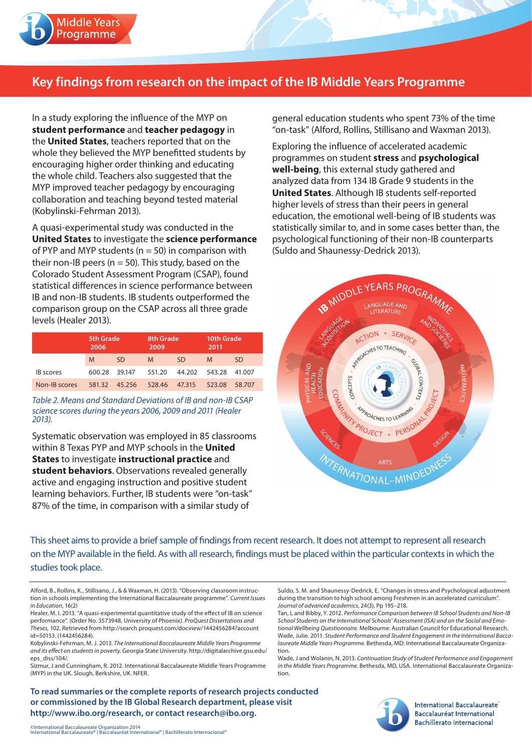# Key findings from research on the impact of the IB Middle Years Programme

In a study exploring the influence of the MYP on **student performance** and **teacher pedagogy** in the **United States**, teachers reported that on the whole they believed the MYP benefitted students by encouraging higher order thinking and educating the whole child. Teachers also suggested that the MYP improved teacher pedagogy by encouraging collaboration and teaching beyond tested material (Kobylinski-Fehrman 2013).

A quasi-experimental study was conducted in the **United States** to investigate the **science performance** of PYP and MYP students (n = 50) in comparison with their non-IB peers (n = 50). This study, based on the Colorado Student Assessment Program (CSAP), found statistical differences in science performance between IB and non-IB students. IB students outperformed the comparison group on the CSAP across all three grade levels (Healer 2013).

| | 5th Grade 2006 | | 8th Grade 2009 | | 10th Grade 2011 | |
|---|---|---|---|---|---|---|
| | M | SD | M | SD | M | SD |
| IB scores | 600.28 | 39.147 | 551.20 | 44.202 | 543.28 | 41.007 |
| Non-IB scores | 581.32 | 45.256 | 528.46 | 47.315 | 523.08 | 58.707 |

*Table 2. Means and Standard Deviations of IB and non-IB CSAP science scores during the years 2006, 2009 and 2011 (Healer 2013).*

Systematic observation was employed in 85 classrooms within 8 Texas PYP and MYP schools in the **United States** to investigate **instructional practice** and **student behaviors**. Observations revealed generally active and engaging instruction and positive student learning behaviors. Further, IB students were "on-task" 87% of the time, in comparison with a similar study of general education students who spent 73% of the time "on-task" (Alford, Rollins, Stillisano and Waxman 2013).

Exploring the influence of accelerated academic programmes on student **stress** and **psychological well-being**, this external study gathered and analyzed data from 134 IB Grade 9 students in the **United States**. Although IB students self-reported higher levels of stress than their peers in general education, the emotional well-being of IB students was statistically similar to, and in some cases better than, the psychological functioning of their non-IB counterparts (Suldo and Shaunessy-Dedrick 2013).

This sheet aims to provide a brief sample of findings from recent research. It does not attempt to represent all research on the MYP available in the field. As with all research, findings must be placed within the particular contexts in which the studies took place.

Alford, B., Rollins, K., Stillisano, J., & & Waxman, H. (2013). "Observing classroom instruction in schools implementing the International Baccalaureate programme". *Current Issues in Education*, 16(2)

Healer, M. I. 2013. "A quasi-experimental quantitative study of the effect of IB on science performance". (Order No. 3573948, University of Phoenix). *ProQuest Dissertations and Theses*, 102. Retrieved from http://search.proquest.com/docview/1442456284?accountid=50153. (1442456284).

Kobylinski-Fehrman, M. J. 2013. *The International Baccalaureate Middle Years Programme and its effect on students in poverty.* Georgia State University. http://digitalarchive.gsu.edu/eps_diss/104/.

Sizmur, J and Cunningham, R. 2012. International Baccalaureate Middle Years Programme (MYP) in the UK. Slough, Berkshire, UK. NFER.

Suldo, S. M. and Shaunessy-Dedrick, E. "Changes in stress and Psychological adjustment during the transition to high school among Freshmen in an accelerated curriculum". *Journal of advanced academics*, 24(3), Pp 195–218.

Tan, L and Bibby, Y. 2012. *Performance Comparison between IB School Students and Non-IB School Students on the International Schools' Assessment (ISA) and on the Social and Emotional Wellbeing Questionnaire.* Melbourne: Australian Council for Educational Research.

Wade, Julie. 2011. *Student Performance and Student Engagement in the International Baccalaureate Middle Years Programme.* Bethesda, MD: International Baccalaureate Organization.

Wade, J and Wolanin, N. 2013. *Continuation Study of Student Performance and Engagement in the Middle Years Programme.* Bethesda, MD, USA. International Baccalaureate Organization.

**To read summaries or the complete reports of research projects conducted or commissioned by the IB Global Research department, please visit http://www.ibo.org/research, or contact research@ibo.org.**

©International Baccalaureate Organization 2014
International Baccalaureate® | Baccalauréat International® | Bachillerato Internacional®